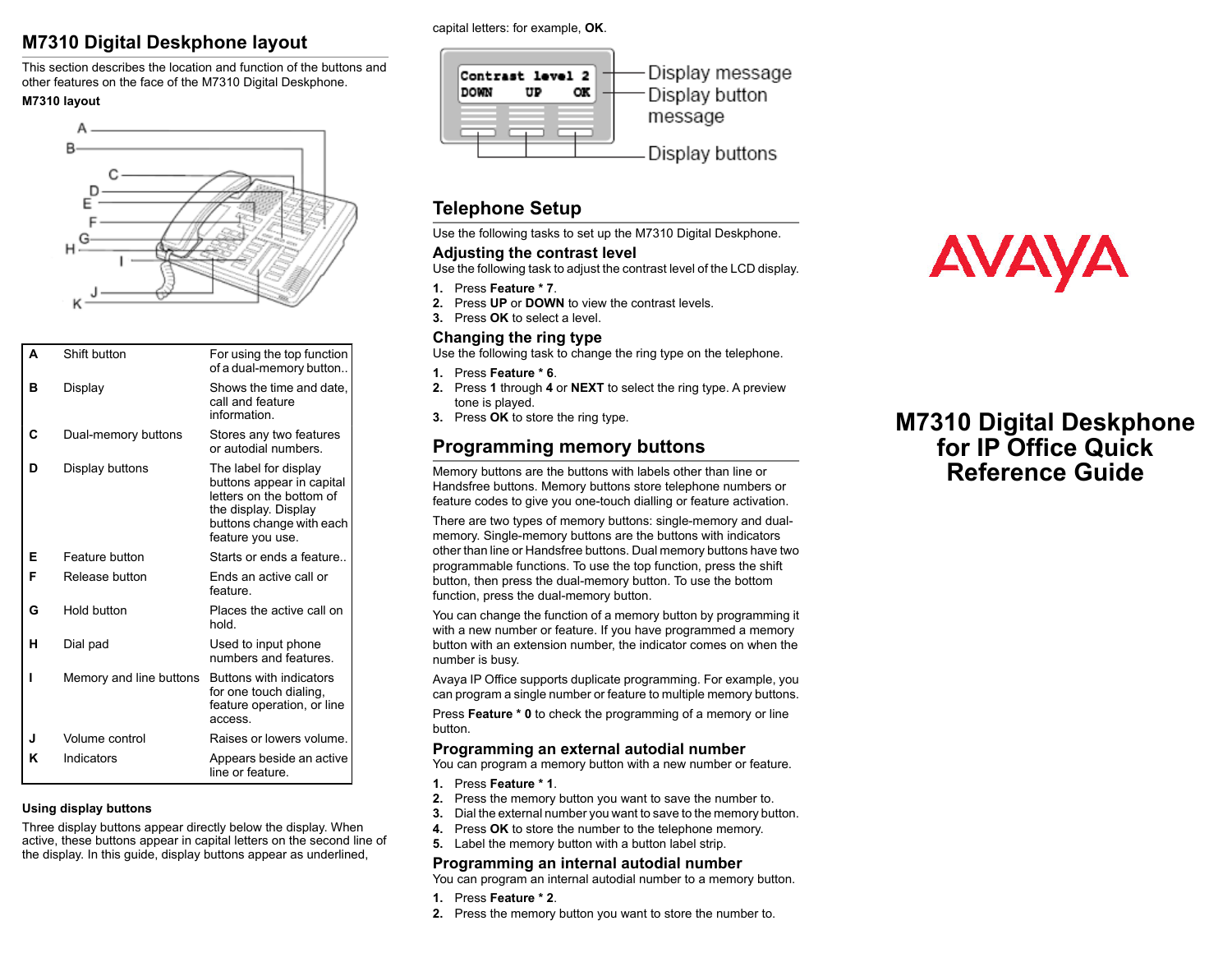## M7310 Digital Deskphone layout

This section describes the location and function of the buttons and other features on the face of the M7310 Digital Deskphone.

**M7310 layout**

| | | |
|---|---|---|
| **A** | Shift button | For using the top function of a dual-memory button.. |
| **B** | Display | Shows the time and date, call and feature information. |
| **C** | Dual-memory buttons | Stores any two features or autodial numbers. |
| **D** | Display buttons | The label for display buttons appear in capital letters on the bottom of the display. Display buttons change with each feature you use. |
| **E** | Feature button | Starts or ends a feature.. |
| **F** | Release button | Ends an active call or feature. |
| **G** | Hold button | Places the active call on hold. |
| **H** | Dial pad | Used to input phone numbers and features. |
| **I** | Memory and line buttons | Buttons with indicators for one touch dialing, feature operation, or line access. |
| **J** | Volume control | Raises or lowers volume. |
| **K** | Indicators | Appears beside an active line or feature. |

**Using display buttons**

Three display buttons appear directly below the display. When active, these buttons appear in capital letters on the second line of the display. In this guide, display buttons appear as underlined, capital letters: for example, **OK**.

Contrast level 2
DOWN UP OK

Display message
Display button message
Display buttons

## Telephone Setup

Use the following tasks to set up the M7310 Digital Deskphone.

### Adjusting the contrast level

Use the following task to adjust the contrast level of the LCD display.

1. Press **Feature * 7**.
2. Press **UP** or **DOWN** to view the contrast levels.
3. Press **OK** to select a level.

### Changing the ring type

Use the following task to change the ring type on the telephone.

1. Press **Feature * 6**.
2. Press **1** through **4** or **NEXT** to select the ring type. A preview tone is played.
3. Press **OK** to store the ring type.

## Programming memory buttons

Memory buttons are the buttons with labels other than line or Handsfree buttons. Memory buttons store telephone numbers or feature codes to give you one-touch dialling or feature activation.

There are two types of memory buttons: single-memory and dual-memory. Single-memory buttons are the buttons with indicators other than line or Handsfree buttons. Dual memory buttons have two programmable functions. To use the top function, press the shift button, then press the dual-memory button. To use the bottom function, press the dual-memory button.

You can change the function of a memory button by programming it with a new number or feature. If you have programmed a memory button with an extension number, the indicator comes on when the number is busy.

Avaya IP Office supports duplicate programming. For example, you can program a single number or feature to multiple memory buttons.

Press **Feature * 0** to check the programming of a memory or line button.

### Programming an external autodial number

You can program a memory button with a new number or feature.

1. Press **Feature * 1**.
2. Press the memory button you want to save the number to.
3. Dial the external number you want to save to the memory button.
4. Press **OK** to store the number to the telephone memory.
5. Label the memory button with a button label strip.

### Programming an internal autodial number

You can program an internal autodial number to a memory button.

1. Press **Feature * 2**.
2. Press the memory button you want to store the number to.

AVAYA

# M7310 Digital Deskphone for IP Office Quick Reference Guide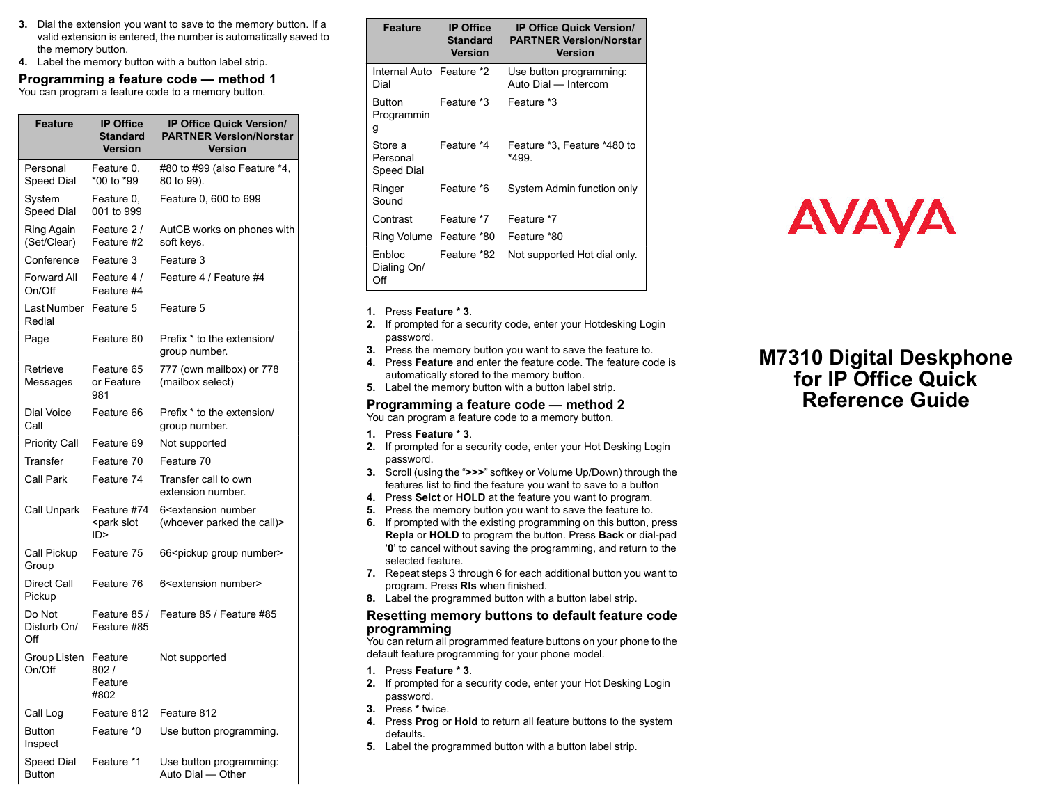3. Dial the extension you want to save to the memory button. If a valid extension is entered, the number is automatically saved to the memory button.
4. Label the memory button with a button label strip.

## Programming a feature code — method 1

You can program a feature code to a memory button.

| Feature | IP Office Standard Version | IP Office Quick Version/ PARTNER Version/Norstar Version |
|---|---|---|
| Personal Speed Dial | Feature 0, *00 to *99 | #80 to #99 (also Feature *4, 80 to 99). |
| System Speed Dial | Feature 0, 001 to 999 | Feature 0, 600 to 699 |
| Ring Again (Set/Clear) | Feature 2 / Feature #2 | AutCB works on phones with soft keys. |
| Conference | Feature 3 | Feature 3 |
| Forward All On/Off | Feature 4 / Feature #4 | Feature 4 / Feature #4 |
| Last Number Redial | Feature 5 | Feature 5 |
| Page | Feature 60 | Prefix * to the extension/ group number. |
| Retrieve Messages | Feature 65 or Feature 981 | 777 (own mailbox) or 778 (mailbox select) |
| Dial Voice Call | Feature 66 | Prefix * to the extension/ group number. |
| Priority Call | Feature 69 | Not supported |
| Transfer | Feature 70 | Feature 70 |
| Call Park | Feature 74 | Transfer call to own extension number. |
| Call Unpark | Feature #74 <park slot ID> | 6<extension number (whoever parked the call)> |
| Call Pickup Group | Feature 75 | 66<pickup group number> |
| Direct Call Pickup | Feature 76 | 6<extension number> |
| Do Not Disturb On/ Off | Feature 85 / Feature #85 | Feature 85 / Feature #85 |
| Group Listen On/Off | Feature 802 / Feature #802 | Not supported |
| Call Log | Feature 812 | Feature 812 |
| Button Inspect | Feature *0 | Use button programming. |
| Speed Dial Button | Feature *1 | Use button programming: Auto Dial — Other |
| Internal Auto Dial | Feature *2 | Use button programming: Auto Dial — Intercom |
| Button Programming | Feature *3 | Feature *3 |
| Store a Personal Speed Dial | Feature *4 | Feature *3, Feature *480 to *499. |
| Ringer Sound | Feature *6 | System Admin function only |
| Contrast | Feature *7 | Feature *7 |
| Ring Volume | Feature *80 | Feature *80 |
| Enbloc Dialing On/ Off | Feature *82 | Not supported Hot dial only. |

1. Press **Feature * 3**.
2. If prompted for a security code, enter your Hotdesking Login password.
3. Press the memory button you want to save the feature to.
4. Press **Feature** and enter the feature code. The feature code is automatically stored to the memory button.
5. Label the memory button with a button label strip.

## Programming a feature code — method 2

You can program a feature code to a memory button.

1. Press **Feature * 3**.
2. If prompted for a security code, enter your Hot Desking Login password.
3. Scroll (using the "**>>>**" softkey or Volume Up/Down) through the features list to find the feature you want to save to a button
4. Press **Selct** or **HOLD** at the feature you want to program.
5. Press the memory button you want to save the feature to.
6. If prompted with the existing programming on this button, press **Repla** or **HOLD** to program the button. Press **Back** or dial-pad '**0**' to cancel without saving the programming, and return to the selected feature.
7. Repeat steps 3 through 6 for each additional button you want to program. Press **Rls** when finished.
8. Label the programmed button with a button label strip.

## Resetting memory buttons to default feature code programming

You can return all programmed feature buttons on your phone to the default feature programming for your phone model.

1. Press **Feature * 3**.
2. If prompted for a security code, enter your Hot Desking Login password.
3. Press * twice.
4. Press **Prog** or **Hold** to return all feature buttons to the system defaults.
5. Label the programmed button with a button label strip.

AVAYA

# M7310 Digital Deskphone for IP Office Quick Reference Guide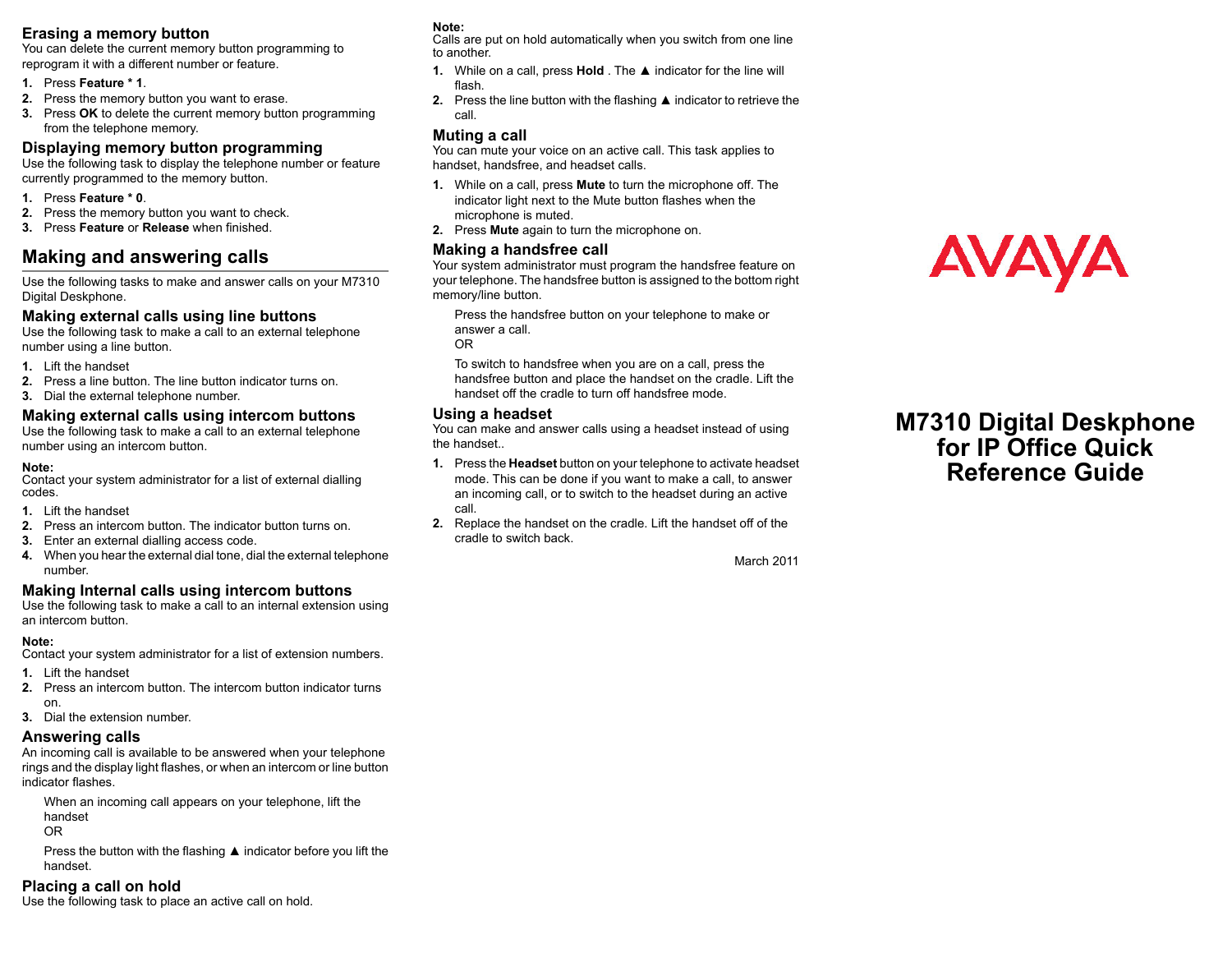### Erasing a memory button

You can delete the current memory button programming to reprogram it with a different number or feature.

1. Press **Feature * 1**.
2. Press the memory button you want to erase.
3. Press **OK** to delete the current memory button programming from the telephone memory.

### Displaying memory button programming

Use the following task to display the telephone number or feature currently programmed to the memory button.

1. Press **Feature * 0**.
2. Press the memory button you want to check.
3. Press **Feature** or **Release** when finished.

## Making and answering calls

Use the following tasks to make and answer calls on your M7310 Digital Deskphone.

### Making external calls using line buttons

Use the following task to make a call to an external telephone number using a line button.

1. Lift the handset
2. Press a line button. The line button indicator turns on.
3. Dial the external telephone number.

### Making external calls using intercom buttons

Use the following task to make a call to an external telephone number using an intercom button.

**Note:**
Contact your system administrator for a list of external dialling codes.

1. Lift the handset
2. Press an intercom button. The indicator button turns on.
3. Enter an external dialling access code.
4. When you hear the external dial tone, dial the external telephone number.

### Making Internal calls using intercom buttons

Use the following task to make a call to an internal extension using an intercom button.

**Note:**
Contact your system administrator for a list of extension numbers.

1. Lift the handset
2. Press an intercom button. The intercom button indicator turns on.
3. Dial the extension number.

### Answering calls

An incoming call is available to be answered when your telephone rings and the display light flashes, or when an intercom or line button indicator flashes.

When an incoming call appears on your telephone, lift the handset
OR

Press the button with the flashing ▲ indicator before you lift the handset.

### Placing a call on hold

Use the following task to place an active call on hold.

**Note:**
Calls are put on hold automatically when you switch from one line to another.

1. While on a call, press **Hold** . The ▲ indicator for the line will flash.
2. Press the line button with the flashing ▲ indicator to retrieve the call.

### Muting a call

You can mute your voice on an active call. This task applies to handset, handsfree, and headset calls.

1. While on a call, press **Mute** to turn the microphone off. The indicator light next to the Mute button flashes when the microphone is muted.
2. Press **Mute** again to turn the microphone on.

### Making a handsfree call

Your system administrator must program the handsfree feature on your telephone. The handsfree button is assigned to the bottom right memory/line button.

Press the handsfree button on your telephone to make or answer a call.
OR

To switch to handsfree when you are on a call, press the handsfree button and place the handset on the cradle. Lift the handset off the cradle to turn off handsfree mode.

### Using a headset

You can make and answer calls using a headset instead of using the handset..

1. Press the **Headset** button on your telephone to activate headset mode. This can be done if you want to make a call, to answer an incoming call, or to switch to the headset during an active call.
2. Replace the handset on the cradle. Lift the handset off of the cradle to switch back.

March 2011

AVAYA

# M7310 Digital Deskphone for IP Office Quick Reference Guide